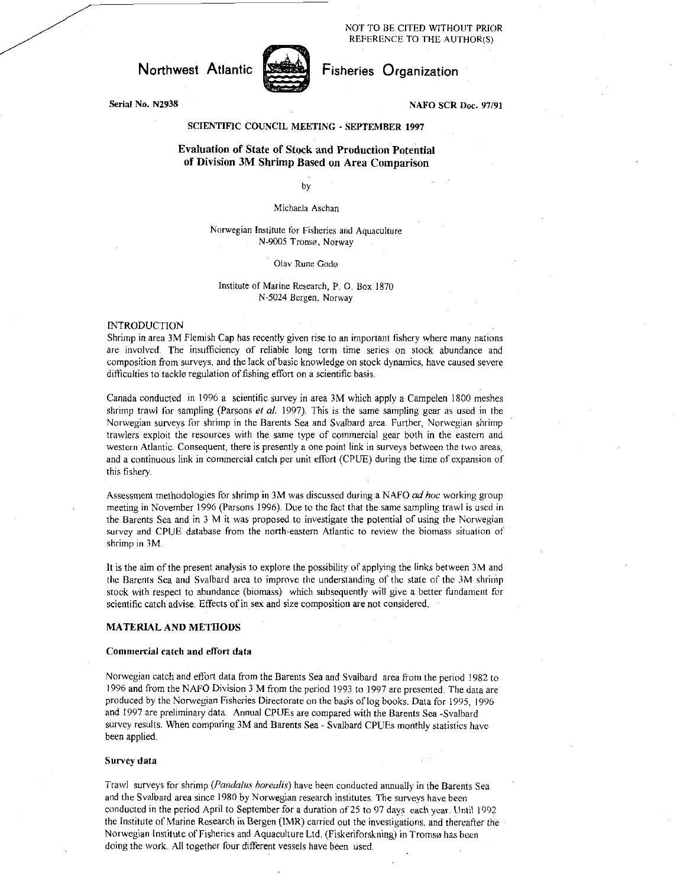NOT TO BE CITED WITHOUT PRIOR REFERENCE TO THE AUTHOR(S)

# Northwest Atlantic Fisheries Organization

**Serial No. N2938** — **NAFO SCR Doc. 97/91**

SCIENTIFIC COUNCIL MEETING - SEPTEMBER 1997

## Evaluation of State of Stock and Production Potential of Division 3M Shrimp Based on Area Comparison

by

Michaela Aschan

Norwegian Institute for Fisheries and Aquaculture
N-9005 Tromsø, Norway

Olav Rune Godø

Institute of Marine Research, P. O. Box 1870
N-5024 Bergen, Norway

### INTRODUCTION

Shrimp in area 3M Flemish Cap has recently given rise to an important fishery where many nations are involved. The insufficiency of reliable long term time series on stock abundance and composition from surveys, and the lack of basic knowledge on stock dynamics, have caused severe difficulties to tackle regulation of fishing effort on a scientific basis.

Canada conducted in 1996 a scientific survey in area 3M which apply a Campelen 1800 meshes shrimp trawl for sampling (Parsons *et al.* 1997). This is the same sampling gear as used in the Norwegian surveys for shrimp in the Barents Sea and Svalbard area. Further, Norwegian shrimp trawlers exploit the resources with the same type of commercial gear both in the eastern and western Atlantic. Consequent, there is presently a one point link in surveys between the two areas, and a continuous link in commercial catch per unit effort (CPUE) during the time of expansion of this fishery.

Assessment methodologies for shrimp in 3M was discussed during a NAFO *ad hoc* working group meeting in November 1996 (Parsons 1996). Due to the fact that the same sampling trawl is used in the Barents Sea and in 3 M it was proposed to investigate the potential of using the Norwegian survey and CPUE database from the north-eastern Atlantic to review the biomass situation of shrimp in 3M.

It is the aim of the present analysis to explore the possibility of applying the links between 3M and the Barents Sea and Svalbard area to improve the understanding of the state of the 3M shrimp stock with respect to abundance (biomass) which subsequently will give a better fundament for scientific catch advise. Effects of in sex and size composition are not considered.

### MATERIAL AND METHODS

#### Commercial catch and effort data

Norwegian catch and effort data from the Barents Sea and Svalbard area from the period 1982 to 1996 and from the NAFO Division 3 M from the period 1993 to 1997 are presented. The data are produced by the Norwegian Fisheries Directorate on the basis of log books. Data for 1995, 1996 and 1997 are preliminary data. Annual CPUEs are compared with the Barents Sea -Svalbard survey results. When comparing 3M and Barents Sea - Svalbard CPUEs monthly statistics have been applied.

#### Survey data

Trawl surveys for shrimp (*Pandalus borealis*) have been conducted annually in the Barents Sea and the Svalbard area since 1980 by Norwegian research institutes. The surveys have been conducted in the period April to September for a duration of 25 to 97 days each year. Until 1992 the Institute of Marine Research in Bergen (IMR) carried out the investigations, and thereafter the Norwegian Institute of Fisheries and Aquaculture Ltd. (Fiskeriforskning) in Tromsø has been doing the work. All together four different vessels have been used.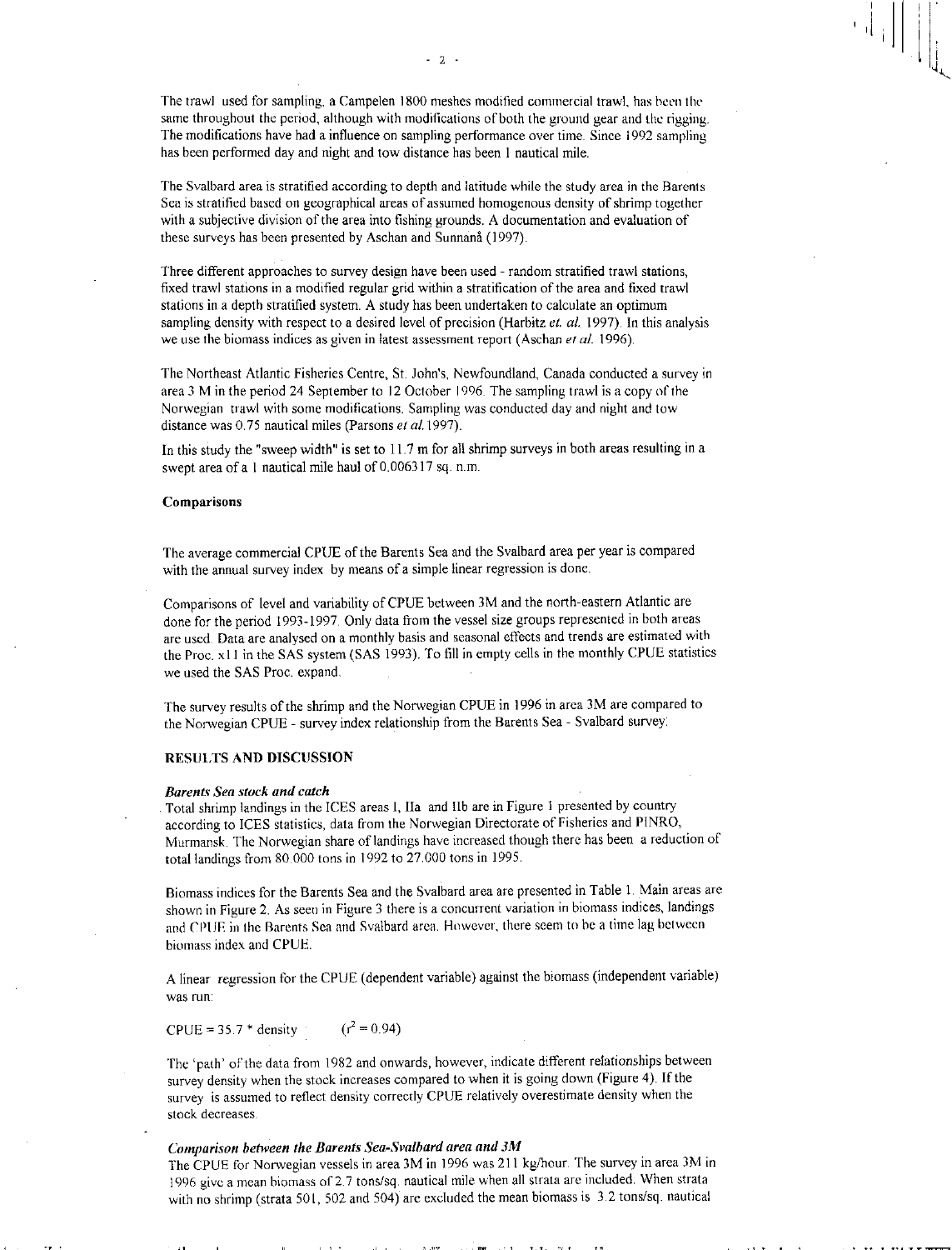The trawl used for sampling, a Campelen 1800 meshes modified commercial trawl, has been the same throughout the period, although with modifications of both the ground gear and the rigging. The modifications have had a influence on sampling performance over time. Since 1992 sampling has been performed day and night and tow distance has been 1 nautical mile.

The Svalbard area is stratified according to depth and latitude while the study area in the Barents Sea is stratified based on geographical areas of assumed homogenous density of shrimp together with a subjective division of the area into fishing grounds. A documentation and evaluation of these surveys has been presented by Aschan and Sunnanå (1997).

Three different approaches to survey design have been used - random stratified trawl stations, fixed trawl stations in a modified regular grid within a stratification of the area and fixed trawl stations in a depth stratified system. A study has been undertaken to calculate an optimum sampling density with respect to a desired level of precision (Harbitz *et. al.* 1997). In this analysis we use the biomass indices as given in latest assessment report (Aschan *et al.* 1996).

The Northeast Atlantic Fisheries Centre, St. John's, Newfoundland, Canada conducted a survey in area 3 M in the period 24 September to 12 October 1996. The sampling trawl is a copy of the Norwegian trawl with some modifications. Sampling was conducted day and night and tow distance was 0.75 nautical miles (Parsons *et al.* 1997).

In this study the "sweep width" is set to 11.7 m for all shrimp surveys in both areas resulting in a swept area of a 1 nautical mile haul of 0.006317 sq. n.m.

**Comparisons**

The average commercial CPUE of the Barents Sea and the Svalbard area per year is compared with the annual survey index by means of a simple linear regression is done.

Comparisons of level and variability of CPUE between 3M and the north-eastern Atlantic are done for the period 1993-1997. Only data from the vessel size groups represented in both areas are used. Data are analysed on a monthly basis and seasonal effects and trends are estimated with the Proc. x11 in the SAS system (SAS 1993). To fill in empty cells in the monthly CPUE statistics we used the SAS Proc. expand.

The survey results of the shrimp and the Norwegian CPUE in 1996 in area 3M are compared to the Norwegian CPUE - survey index relationship from the Barents Sea - Svalbard survey.

## RESULTS AND DISCUSSION

### *Barents Sea stock and catch*

Total shrimp landings in the ICES areas I, IIa and IIb are in Figure 1 presented by country according to ICES statistics, data from the Norwegian Directorate of Fisheries and PINRO, Murmansk. The Norwegian share of landings have increased though there has been a reduction of total landings from 80.000 tons in 1992 to 27.000 tons in 1995.

Biomass indices for the Barents Sea and the Svalbard area are presented in Table 1. Main areas are shown in Figure 2. As seen in Figure 3 there is a concurrent variation in biomass indices, landings and CPUE in the Barents Sea and Svalbard area. However, there seem to be a time lag between biomass index and CPUE.

A linear regression for the CPUE (dependent variable) against the biomass (independent variable) was run:

$$\text{CPUE} = 35.7 * \text{density} \qquad (r^2 = 0.94)$$

The 'path' of the data from 1982 and onwards, however, indicate different relationships between survey density when the stock increases compared to when it is going down (Figure 4). If the survey is assumed to reflect density correctly CPUE relatively overestimate density when the stock decreases.

### *Comparison between the Barents Sea-Svalbard area and 3M*

The CPUE for Norwegian vessels in area 3M in 1996 was 211 kg/hour. The survey in area 3M in 1996 give a mean biomass of 2.7 tons/sq. nautical mile when all strata are included. When strata with no shrimp (strata 501, 502 and 504) are excluded the mean biomass is 3.2 tons/sq. nautical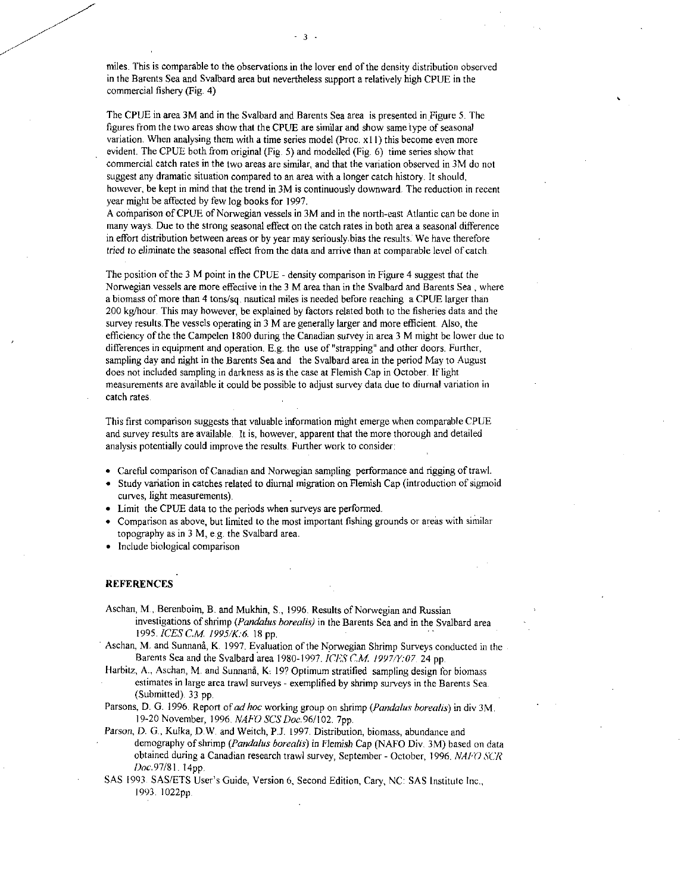miles. This is comparable to the observations in the lover end of the density distribution observed in the Barents Sea and Svalbard area but nevertheless support a relatively high CPUE in the commercial fishery (Fig. 4)

The CPUE in area 3M and in the Svalbard and Barents Sea area is presented in Figure 5. The figures from the two areas show that the CPUE are similar and show same type of seasonal variation. When analysing them with a time series model (Proc. x11) this become even more evident. The CPUE both from original (Fig. 5) and modelled (Fig. 6) time series show that commercial catch rates in the two areas are similar, and that the variation observed in 3M do not suggest any dramatic situation compared to an area with a longer catch history. It should, however, be kept in mind that the trend in 3M is continuously downward. The reduction in recent year might be affected by few log books for 1997.
A comparison of CPUE of Norwegian vessels in 3M and in the north-east Atlantic can be done in many ways. Due to the strong seasonal effect on the catch rates in both area a seasonal difference in effort distribution between areas or by year may seriously bias the results. We have therefore tried to eliminate the seasonal effect from the data and arrive than at comparable level of catch.

The position of the 3 M point in the CPUE - density comparison in Figure 4 suggest that the Norwegian vessels are more effective in the 3 M area than in the Svalbard and Barents Sea , where a biomass of more than 4 tons/sq. nautical miles is needed before reaching a CPUE larger than 200 kg/hour. This may however, be explained by factors related both to the fisheries data and the survey results.The vessels operating in 3 M are generally larger and more efficient. Also, the efficiency of the the Campelen 1800 during the Canadian survey in area 3 M might be lower due to differences in equipment and operation. E.g. the use of "strapping" and other doors. Further, sampling day and night in the Barents Sea and the Svalbard area in the period May to August does not included sampling in darkness as is the case at Flemish Cap in October. If light measurements are available it could be possible to adjust survey data due to diurnal variation in catch rates.

This first comparison suggests that valuable information might emerge when comparable CPUE and survey results are available. It is, however, apparent that the more thorough and detailed analysis potentially could improve the results. Further work to consider:

- Careful comparison of Canadian and Norwegian sampling performance and rigging of trawl.
- Study variation in catches related to diurnal migration on Flemish Cap (introduction of sigmoid curves, light measurements).
- Limit the CPUE data to the periods when surveys are performed.
- Comparison as above, but limited to the most important fishing grounds or areas with similar topography as in 3 M, e.g. the Svalbard area.
- Include biological comparison

## REFERENCES

Aschan, M., Berenboim, B. and Mukhin, S., 1996. Results of Norwegian and Russian investigations of shrimp (*Pandalus borealis)* in the Barents Sea and in the Svalbard area 1995. *ICES C.M. 1995/K:6.* 18 pp.

Aschan, M. and Sunnanå, K. 1997. Evaluation of the Norwegian Shrimp Surveys conducted in the Barents Sea and the Svalbard area 1980-1997. *ICES C.M. 1997/Y:07.* 24 pp.

Harbitz, A., Aschan, M. and Sunnanå, K: 19? Optimum stratified sampling design for biomass estimates in large area trawl surveys - exemplified by shrimp surveys in the Barents Sea. (Submitted). 33 pp.

Parsons, D. G. 1996. Report of *ad hoc* working group on shrimp (*Pandalus borealis*) in div 3M. 19-20 November, 1996. *NAFO SCS Doc.*96/102. 7pp.

Parson, D. G., Kulka, D.W. and Weitch, P.J. 1997. Distribution, biomass, abundance and demography of shrimp (*Pandalus borealis*) in Flemish Cap (NAFO Div. 3M) based on data obtained during a Canadian research trawl survey, September - October, 1996. *NAFO SCR Doc.*97/81. 14pp.

SAS 1993. SAS/ETS User's Guide, Version 6, Second Edition, Cary, NC: SAS Institute Inc., 1993. 1022pp.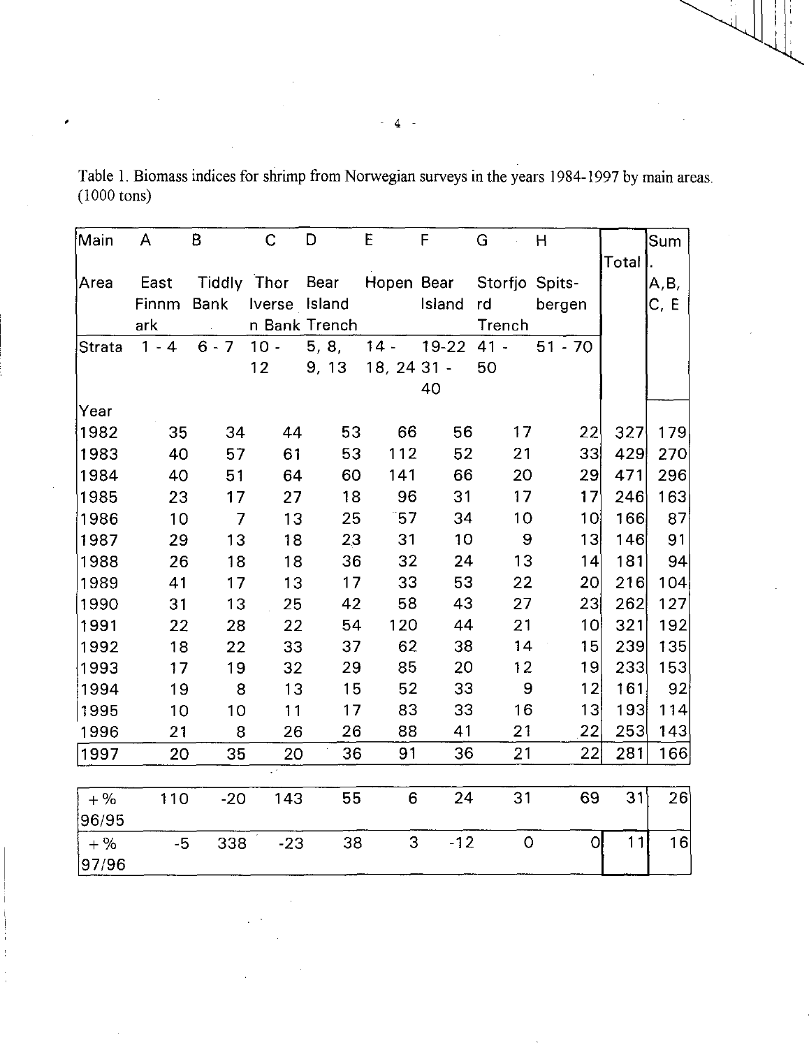Table 1. Biomass indices for shrimp from Norwegian surveys in the years 1984-1997 by main areas. (1000 tons)

| Main | A | B | C | D | E | F | G | H | | Sum |
|---|---|---|---|---|---|---|---|---|---|---|
| Area | East Finnmark | Tiddly Bank | Thor Iversen Bank | Bear Island Trench | Hopen | Bear Island | Storfjord Trench | Spitsbergen | Total | . A,B, C, E |
| Strata | 1 - 4 | 6 - 7 | 10 - 12 | 5, 8, 9, 13 | 14 - 18, 24 | 19-22 31 - 40 | 41 - 50 | 51 - 70 | | |
| Year | | | | | | | | | | |
| 1982 | 35 | 34 | 44 | 53 | 66 | 56 | 17 | 22 | 327 | 179 |
| 1983 | 40 | 57 | 61 | 53 | 112 | 52 | 21 | 33 | 429 | 270 |
| 1984 | 40 | 51 | 64 | 60 | 141 | 66 | 20 | 29 | 471 | 296 |
| 1985 | 23 | 17 | 27 | 18 | 96 | 31 | 17 | 17 | 246 | 163 |
| 1986 | 10 | 7 | 13 | 25 | 57 | 34 | 10 | 10 | 166 | 87 |
| 1987 | 29 | 13 | 18 | 23 | 31 | 10 | 9 | 13 | 146 | 91 |
| 1988 | 26 | 18 | 18 | 36 | 32 | 24 | 13 | 14 | 181 | 94 |
| 1989 | 41 | 17 | 13 | 17 | 33 | 53 | 22 | 20 | 216 | 104 |
| 1990 | 31 | 13 | 25 | 42 | 58 | 43 | 27 | 23 | 262 | 127 |
| 1991 | 22 | 28 | 22 | 54 | 120 | 44 | 21 | 10 | 321 | 192 |
| 1992 | 18 | 22 | 33 | 37 | 62 | 38 | 14 | 15 | 239 | 135 |
| 1993 | 17 | 19 | 32 | 29 | 85 | 20 | 12 | 19 | 233 | 153 |
| 1994 | 19 | 8 | 13 | 15 | 52 | 33 | 9 | 12 | 161 | 92 |
| 1995 | 10 | 10 | 11 | 17 | 83 | 33 | 16 | 13 | 193 | 114 |
| 1996 | 21 | 8 | 26 | 26 | 88 | 41 | 21 | 22 | 253 | 143 |
| 1997 | 20 | 35 | 20 | 36 | 91 | 36 | 21 | 22 | 281 | 166 |
| +% 96/95 | 110 | -20 | 143 | 55 | 6 | 24 | 31 | 69 | 31 | 26 |
| +% 97/96 | -5 | 338 | -23 | 38 | 3 | -12 | 0 | 0 | 11 | 16 |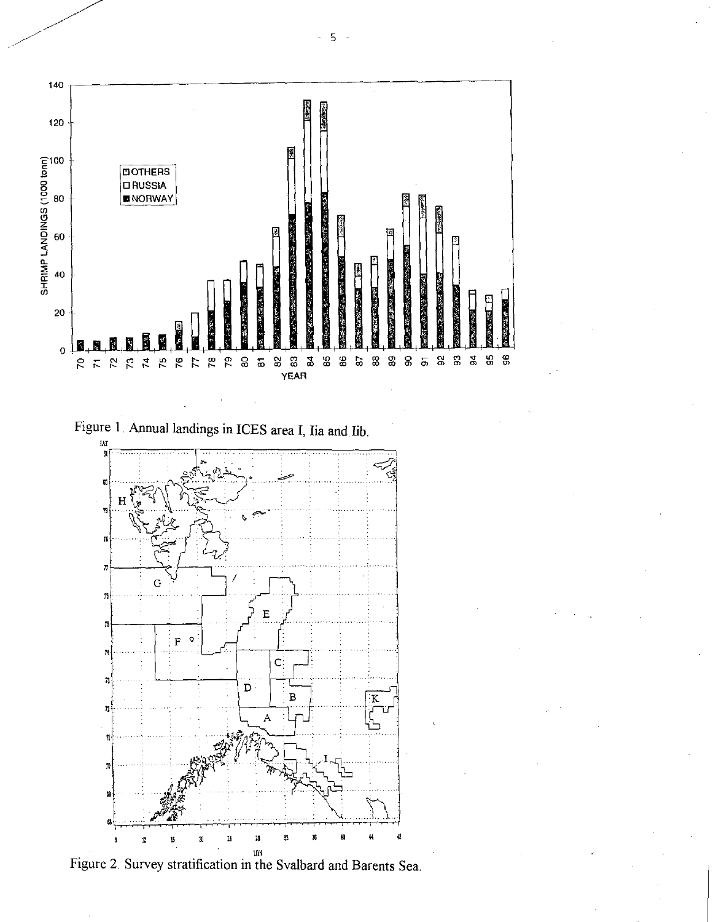Figure 1. Annual landings in ICES area I, Iia and Iib.

Figure 2. Survey stratification in the Svalbard and Barents Sea.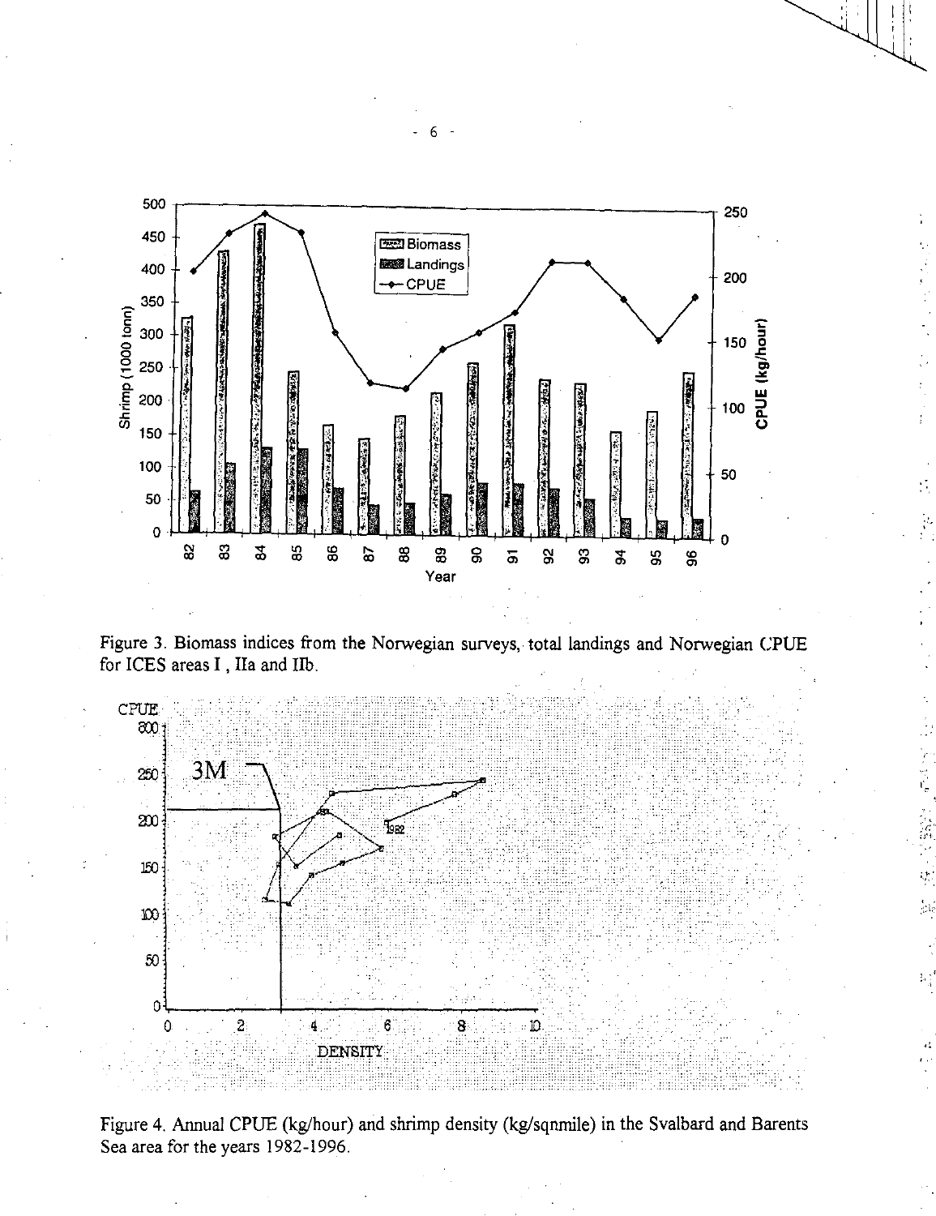Figure 3. Biomass indices from the Norwegian surveys, total landings and Norwegian CPUE for ICES areas I, IIa and IIb.

Figure 4. Annual CPUE (kg/hour) and shrimp density (kg/sqnmile) in the Svalbard and Barents Sea area for the years 1982-1996.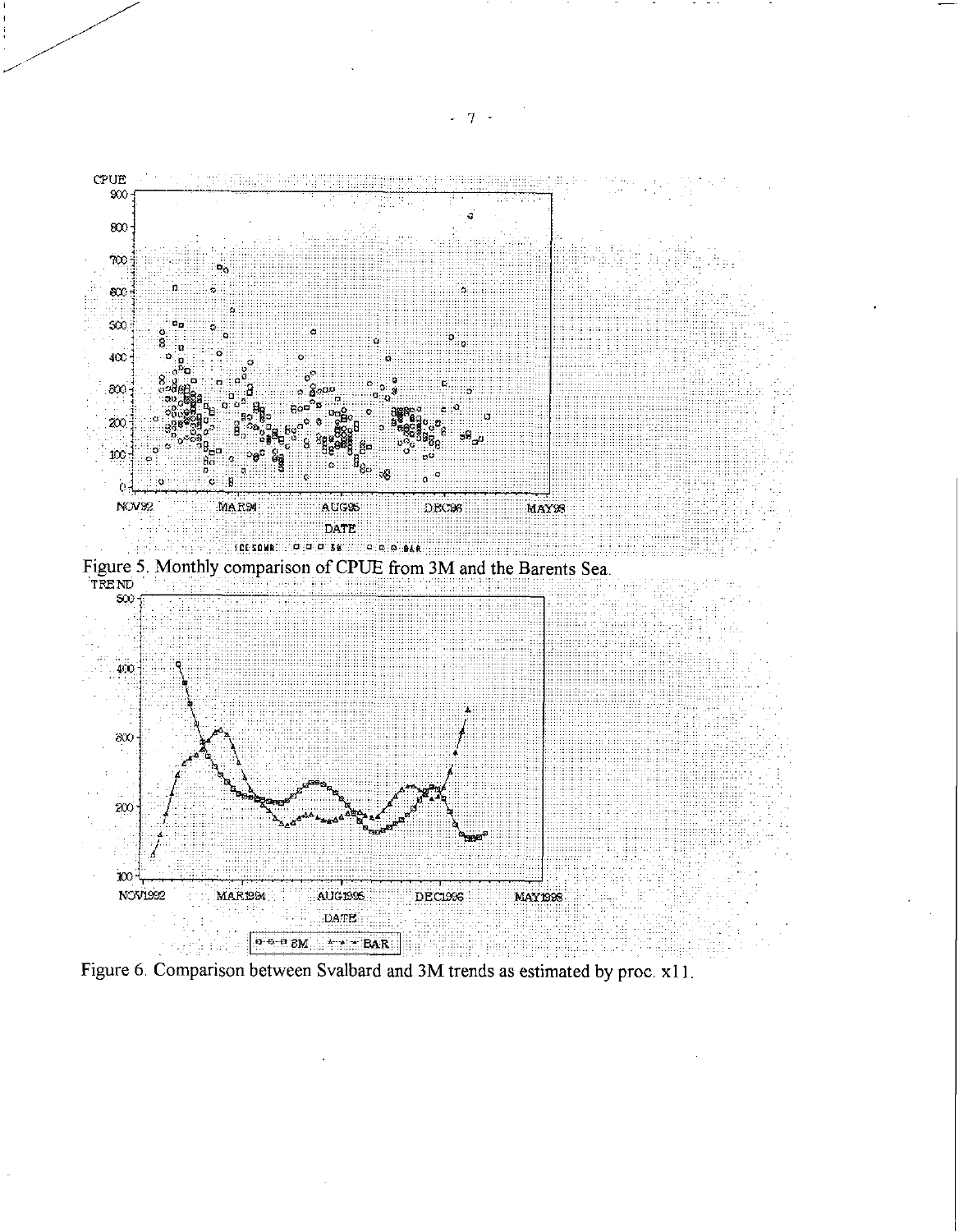CPUE

900

800

700

600

500

400

300

200

100

0

NOV92 MAR94 AUG95 DEC96 MAY98

DATE

ICESOMR 3M BAR

Figure 5. Monthly comparison of CPUE from 3M and the Barents Sea.

TREND

500

400

300

200

100

NOV1992 MAR1994 AUG1995 DEC1996 MAY1998

DATE

3M BAR

Figure 6. Comparison between Svalbard and 3M trends as estimated by proc. x11.